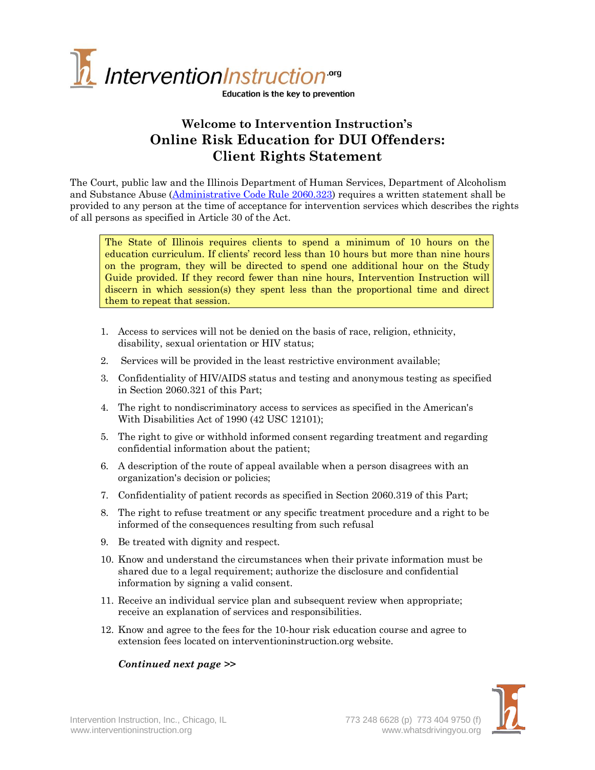# InterventionInstruction.org

Education is the key to prevention

## Welcome to Intervention Instruction's Online Risk Education for DUI Offenders: Client Rights Statement

The Court, public law and the Illinois Department of Human Services, Department of Alcoholism and Substance Abuse (Administrative Code Rule 2060.323) requires a written statement shall be provided to any person at the time of acceptance for intervention services which describes the rights of all persons as specified in Article 30 of the Act.

> The State of Illinois requires clients to spend a minimum of 10 hours on the education curriculum. If clients' record less than 10 hours but more than nine hours on the program, they will be directed to spend one additional hour on the Study Guide provided. If they record fewer than nine hours, Intervention Instruction will discern in which session(s) they spent less than the proportional time and direct them to repeat that session.

1. Access to services will not be denied on the basis of race, religion, ethnicity, disability, sexual orientation or HIV status;
2. Services will be provided in the least restrictive environment available;
3. Confidentiality of HIV/AIDS status and testing and anonymous testing as specified in Section 2060.321 of this Part;
4. The right to nondiscriminatory access to services as specified in the American's With Disabilities Act of 1990 (42 USC 12101);
5. The right to give or withhold informed consent regarding treatment and regarding confidential information about the patient;
6. A description of the route of appeal available when a person disagrees with an organization's decision or policies;
7. Confidentiality of patient records as specified in Section 2060.319 of this Part;
8. The right to refuse treatment or any specific treatment procedure and a right to be informed of the consequences resulting from such refusal
9. Be treated with dignity and respect.
10. Know and understand the circumstances when their private information must be shared due to a legal requirement; authorize the disclosure and confidential information by signing a valid consent.
11. Receive an individual service plan and subsequent review when appropriate; receive an explanation of services and responsibilities.
12. Know and agree to the fees for the 10-hour risk education course and agree to extension fees located on interventioninstruction.org website.

***Continued next page >>***

Intervention Instruction, Inc., Chicago, IL
www.interventioninstruction.org

773 248 6628 (p) 773 404 9750 (f)
www.whatsdrivingyou.org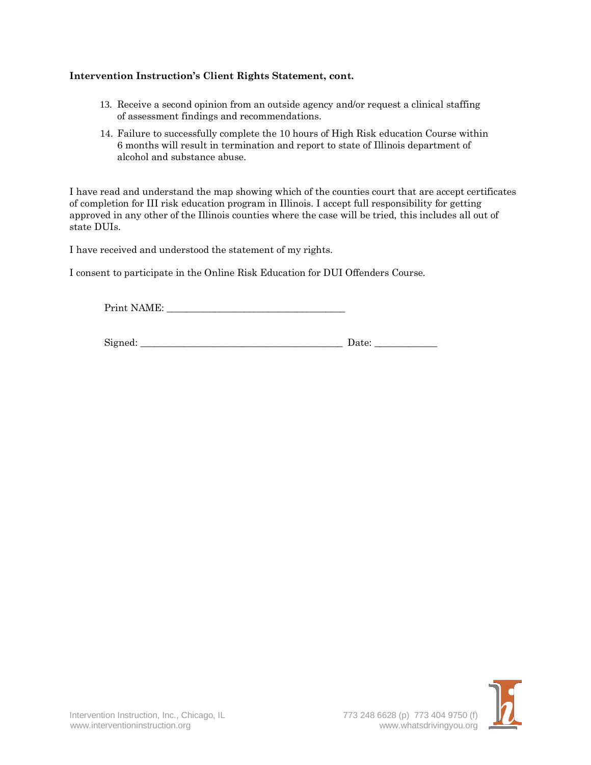**Intervention Instruction's Client Rights Statement, cont.**

13. Receive a second opinion from an outside agency and/or request a clinical staffing of assessment findings and recommendations.
14. Failure to successfully complete the 10 hours of High Risk education Course within 6 months will result in termination and report to state of Illinois department of alcohol and substance abuse.

I have read and understand the map showing which of the counties court that are accept certificates of completion for III risk education program in Illinois. I accept full responsibility for getting approved in any other of the Illinois counties where the case will be tried, this includes all out of state DUIs.

I have received and understood the statement of my rights.

I consent to participate in the Online Risk Education for DUI Offenders Course.

Print NAME: ___________________________________

Signed: ________________________________________ Date: ____________